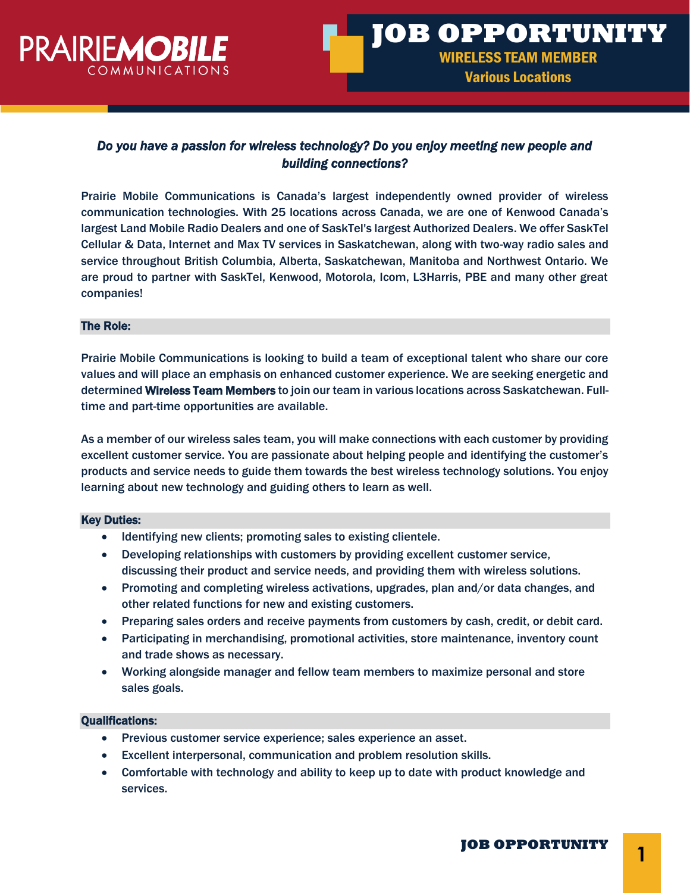PRAIRIEMOBILE COMMUNICATIONS

# JOB OPPORTUNITY

## WIRELESS TEAM MEMBER

### Various Locations

***Do you have a passion for wireless technology? Do you enjoy meeting new people and building connections?***

Prairie Mobile Communications is Canada's largest independently owned provider of wireless communication technologies. With 25 locations across Canada, we are one of Kenwood Canada's largest Land Mobile Radio Dealers and one of SaskTel's largest Authorized Dealers. We offer SaskTel Cellular & Data, Internet and Max TV services in Saskatchewan, along with two-way radio sales and service throughout British Columbia, Alberta, Saskatchewan, Manitoba and Northwest Ontario. We are proud to partner with SaskTel, Kenwood, Motorola, Icom, L3Harris, PBE and many other great companies!

### The Role:

Prairie Mobile Communications is looking to build a team of exceptional talent who share our core values and will place an emphasis on enhanced customer experience. We are seeking energetic and determined **Wireless Team Members** to join our team in various locations across Saskatchewan. Full-time and part-time opportunities are available.

As a member of our wireless sales team, you will make connections with each customer by providing excellent customer service. You are passionate about helping people and identifying the customer's products and service needs to guide them towards the best wireless technology solutions. You enjoy learning about new technology and guiding others to learn as well.

### Key Duties:

- Identifying new clients; promoting sales to existing clientele.
- Developing relationships with customers by providing excellent customer service, discussing their product and service needs, and providing them with wireless solutions.
- Promoting and completing wireless activations, upgrades, plan and/or data changes, and other related functions for new and existing customers.
- Preparing sales orders and receive payments from customers by cash, credit, or debit card.
- Participating in merchandising, promotional activities, store maintenance, inventory count and trade shows as necessary.
- Working alongside manager and fellow team members to maximize personal and store sales goals.

### Qualifications:

- Previous customer service experience; sales experience an asset.
- Excellent interpersonal, communication and problem resolution skills.
- Comfortable with technology and ability to keep up to date with product knowledge and services.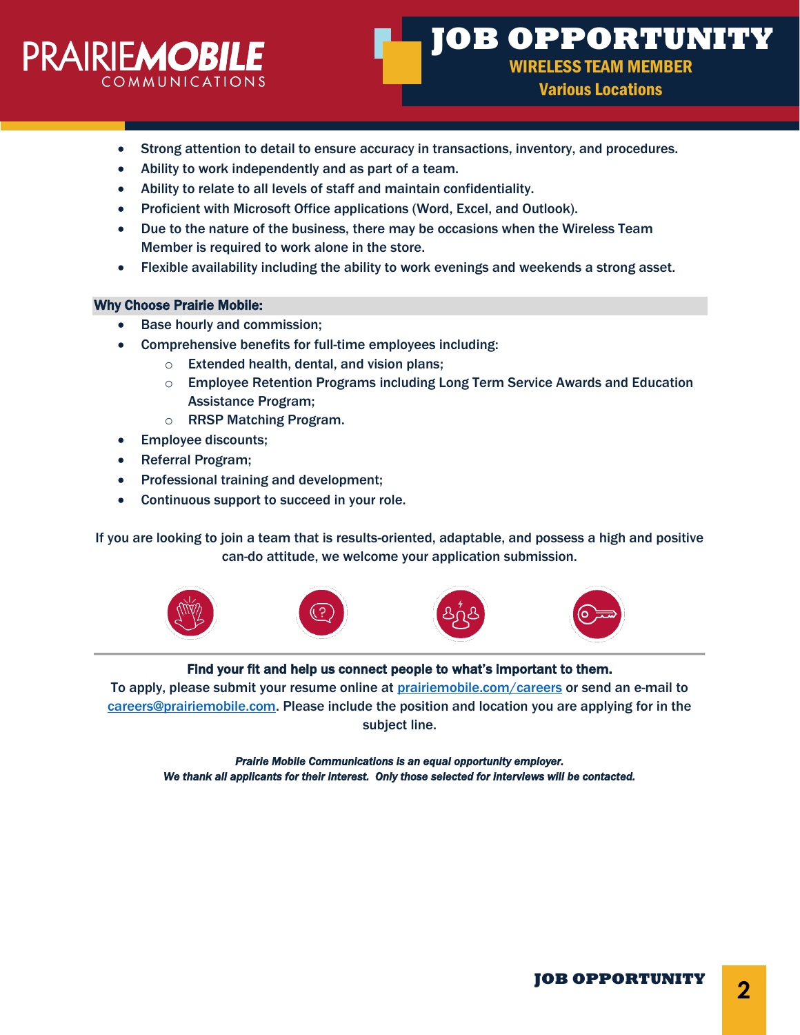- Strong attention to detail to ensure accuracy in transactions, inventory, and procedures.
- Ability to work independently and as part of a team.
- Ability to relate to all levels of staff and maintain confidentiality.
- Proficient with Microsoft Office applications (Word, Excel, and Outlook).
- Due to the nature of the business, there may be occasions when the Wireless Team Member is required to work alone in the store.
- Flexible availability including the ability to work evenings and weekends a strong asset.

**Why Choose Prairie Mobile:**

- Base hourly and commission;
- Comprehensive benefits for full-time employees including:
  - Extended health, dental, and vision plans;
  - Employee Retention Programs including Long Term Service Awards and Education Assistance Program;
  - RRSP Matching Program.
- Employee discounts;
- Referral Program;
- Professional training and development;
- Continuous support to succeed in your role.

If you are looking to join a team that is results-oriented, adaptable, and possess a high and positive can-do attitude, we welcome your application submission.

**Find your fit and help us connect people to what's important to them.**

To apply, please submit your resume online at prairiemobile.com/careers or send an e-mail to careers@prairiemobile.com. Please include the position and location you are applying for in the subject line.

***Prairie Mobile Communications is an equal opportunity employer.***
***We thank all applicants for their interest. Only those selected for interviews will be contacted.***